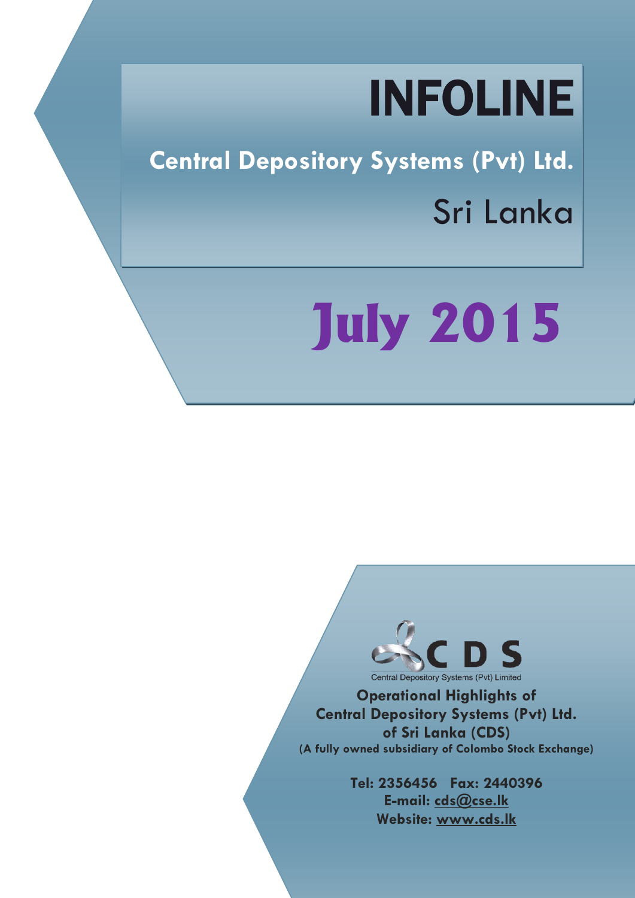# INFOLINE

## Central Depository Systems (Pvt) Ltd.

Sri Lanka

# July 2015

C D S

Central Depository Systems (Pvt) Limited

**Operational Highlights of Central Depository Systems (Pvt) Ltd. of Sri Lanka (CDS)**

**(A fully owned subsidiary of Colombo Stock Exchange)**

**Tel: 2356456 Fax: 2440396**

**E-mail: cds@cse.lk**

**Website: www.cds.lk**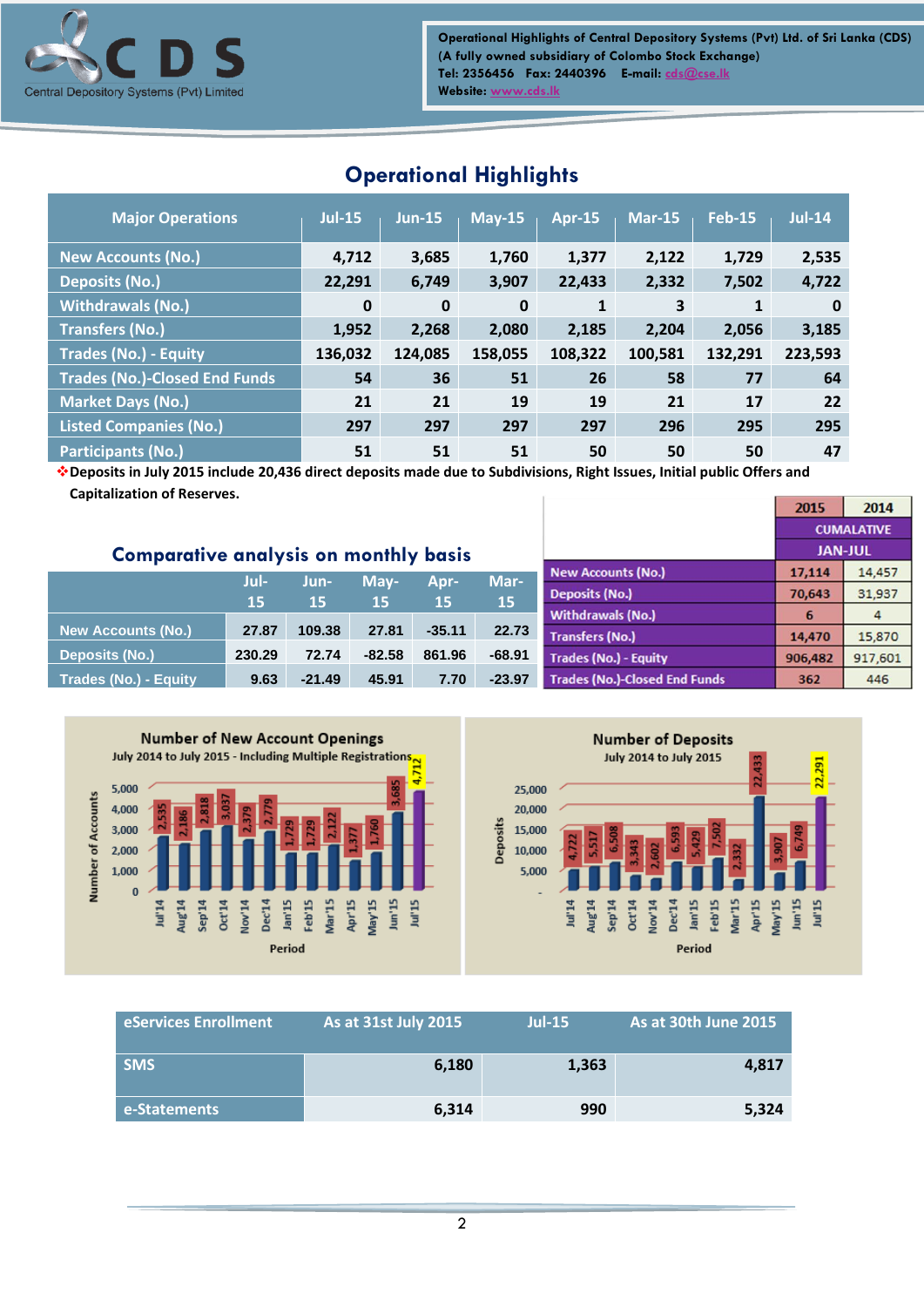Operational Highlights of Central Depository Systems (Pvt) Ltd. of Sri Lanka (CDS)
(A fully owned subsidiary of Colombo Stock Exchange)
Tel: 2356456 Fax: 2440396 E-mail: cds@cse.lk
Website: www.cds.lk

## Operational Highlights

| Major Operations | Jul-15 | Jun-15 | May-15 | Apr-15 | Mar-15 | Feb-15 | Jul-14 |
|---|---|---|---|---|---|---|---|
| New Accounts (No.) | 4,712 | 3,685 | 1,760 | 1,377 | 2,122 | 1,729 | 2,535 |
| Deposits (No.) | 22,291 | 6,749 | 3,907 | 22,433 | 2,332 | 7,502 | 4,722 |
| Withdrawals (No.) | 0 | 0 | 0 | 1 | 3 | 1 | 0 |
| Transfers (No.) | 1,952 | 2,268 | 2,080 | 2,185 | 2,204 | 2,056 | 3,185 |
| Trades (No.) - Equity | 136,032 | 124,085 | 158,055 | 108,322 | 100,581 | 132,291 | 223,593 |
| Trades (No.)-Closed End Funds | 54 | 36 | 51 | 26 | 58 | 77 | 64 |
| Market Days (No.) | 21 | 21 | 19 | 19 | 21 | 17 | 22 |
| Listed Companies (No.) | 297 | 297 | 297 | 297 | 296 | 295 | 295 |
| Participants (No.) | 51 | 51 | 51 | 50 | 50 | 50 | 47 |

❖**Deposits in July 2015 include 20,436 direct deposits made due to Subdivisions, Right Issues, Initial public Offers and Capitalization of Reserves.**

|  | 2015 | 2014 |
|---|---|---|
|  | CUMALATIVE | |
|  | JAN-JUL | |
| New Accounts (No.) | 17,114 | 14,457 |
| Deposits (No.) | 70,643 | 31,937 |
| Withdrawals (No.) | 6 | 4 |
| Transfers (No.) | 14,470 | 15,870 |
| Trades (No.) - Equity | 906,482 | 917,601 |
| Trades (No.)-Closed End Funds | 362 | 446 |

## Comparative analysis on monthly basis

|  | Jul-15 | Jun-15 | May-15 | Apr-15 | Mar-15 |
|---|---|---|---|---|---|
| New Accounts (No.) | 27.87 | 109.38 | 27.81 | -35.11 | 22.73 |
| Deposits (No.) | 230.29 | 72.74 | -82.58 | 861.96 | -68.91 |
| Trades (No.) - Equity | 9.63 | -21.49 | 45.91 | 7.70 | -23.97 |

**Number of New Account Openings**
July 2014 to July 2015 - Including Multiple Registrations

| Period | Jul'14 | Aug'14 | Sep'14 | Oct'14 | Nov'14 | Dec'14 | Jan'15 | Feb'15 | Mar'15 | Apr'15 | May'15 | Jun'15 | Jul'15 |
|---|---|---|---|---|---|---|---|---|---|---|---|---|---|
| Number of Accounts | 2,535 | 2,186 | 2,818 | 3,037 | 2,379 | 2,779 | 1,729 | 1,729 | 2,122 | 1,377 | 1,760 | 3,685 | 4,712 |

**Number of Deposits**
July 2014 to July 2015

| Period | Jul'14 | Aug'14 | Sep'14 | Oct'14 | Nov'14 | Dec'14 | Jan'15 | Feb'15 | Mar'15 | Apr'15 | May'15 | Jun'15 | Jul'15 |
|---|---|---|---|---|---|---|---|---|---|---|---|---|---|
| Deposits | 4,722 | 5,517 | 6,508 | 3,343 | 2,602 | 6,593 | 5,429 | 7,502 | 2,332 | 22,433 | 3,907 | 6,749 | 22,291 |

| eServices Enrollment | As at 31st July 2015 | Jul-15 | As at 30th June 2015 |
|---|---|---|---|
| SMS | 6,180 | 1,363 | 4,817 |
| e-Statements | 6,314 | 990 | 5,324 |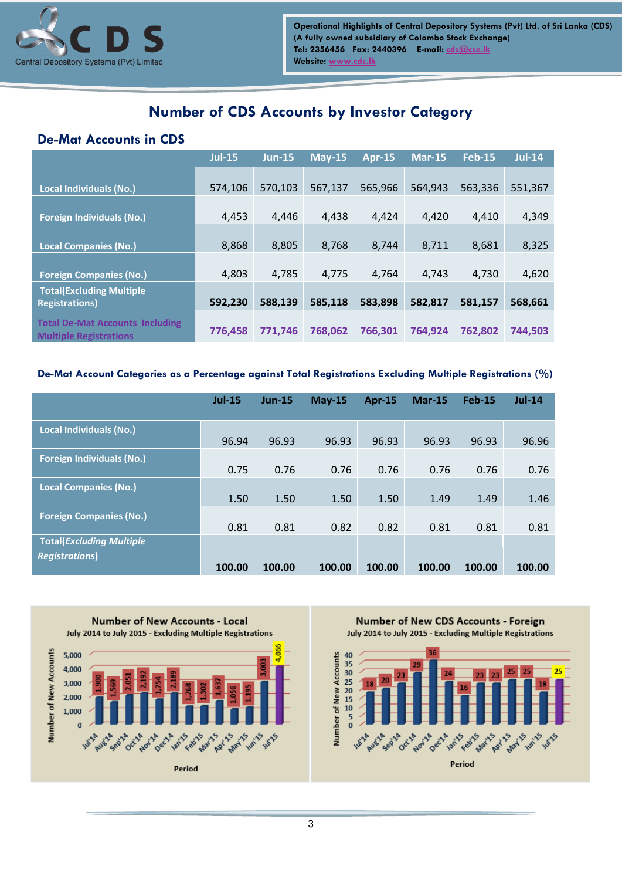Central Depository Systems (Pvt) Limited

**Operational Highlights of Central Depository Systems (Pvt) Ltd. of Sri Lanka (CDS)**
**(A fully owned subsidiary of Colombo Stock Exchange)**
**Tel: 2356456 Fax: 2440396 E-mail: cds@cse.lk**
**Website: www.cds.lk**

# Number of CDS Accounts by Investor Category

## De-Mat Accounts in CDS

| | Jul-15 | Jun-15 | May-15 | Apr-15 | Mar-15 | Feb-15 | Jul-14 |
|---|---|---|---|---|---|---|---|
| Local Individuals (No.) | 574,106 | 570,103 | 567,137 | 565,966 | 564,943 | 563,336 | 551,367 |
| Foreign Individuals (No.) | 4,453 | 4,446 | 4,438 | 4,424 | 4,420 | 4,410 | 4,349 |
| Local Companies (No.) | 8,868 | 8,805 | 8,768 | 8,744 | 8,711 | 8,681 | 8,325 |
| Foreign Companies (No.) | 4,803 | 4,785 | 4,775 | 4,764 | 4,743 | 4,730 | 4,620 |
| **Total(Excluding Multiple Registrations)** | **592,230** | **588,139** | **585,118** | **583,898** | **582,817** | **581,157** | **568,661** |
| **Total De-Mat Accounts Including Multiple Registrations** | **776,458** | **771,746** | **768,062** | **766,301** | **764,924** | **762,802** | **744,503** |

### De-Mat Account Categories as a Percentage against Total Registrations Excluding Multiple Registrations (%)

| | Jul-15 | Jun-15 | May-15 | Apr-15 | Mar-15 | Feb-15 | Jul-14 |
|---|---|---|---|---|---|---|---|
| Local Individuals (No.) | 96.94 | 96.93 | 96.93 | 96.93 | 96.93 | 96.93 | 96.96 |
| Foreign Individuals (No.) | 0.75 | 0.76 | 0.76 | 0.76 | 0.76 | 0.76 | 0.76 |
| Local Companies (No.) | 1.50 | 1.50 | 1.50 | 1.50 | 1.49 | 1.49 | 1.46 |
| Foreign Companies (No.) | 0.81 | 0.81 | 0.82 | 0.82 | 0.81 | 0.81 | 0.81 |
| **Total(*Excluding Multiple Registrations*)** | **100.00** | **100.00** | **100.00** | **100.00** | **100.00** | **100.00** | **100.00** |

**Number of New Accounts - Local**
July 2014 to July 2015 - Excluding Multiple Registrations

| Period | Jul'14 | Aug'14 | Sep'14 | Oct'14 | Nov'14 | Dec'14 | Jan'15 | Feb'15 | Mar'15 | Apr'15 | May'15 | Jun'15 | Jul'15 |
|---|---|---|---|---|---|---|---|---|---|---|---|---|---|
| Number of New Accounts | 1,900 | 1,569 | 2,051 | 2,192 | 1,754 | 2,189 | 1,268 | 1,302 | 1,637 | 1,056 | 1,195 | 3,003 | 4,066 |

**Number of New CDS Accounts - Foreign**
July 2014 to July 2015 - Excluding Multiple Registrations

| Period | Jul'14 | Aug'14 | Sep'14 | Oct'14 | Nov'14 | Dec'14 | Jan'15 | Feb'15 | Mar'15 | Apr'15 | May'15 | Jun'15 | Jul'15 |
|---|---|---|---|---|---|---|---|---|---|---|---|---|---|
| Number of New Accounts | 18 | 20 | 23 | 29 | 36 | 24 | 16 | 23 | 23 | 25 | 25 | 18 | 25 |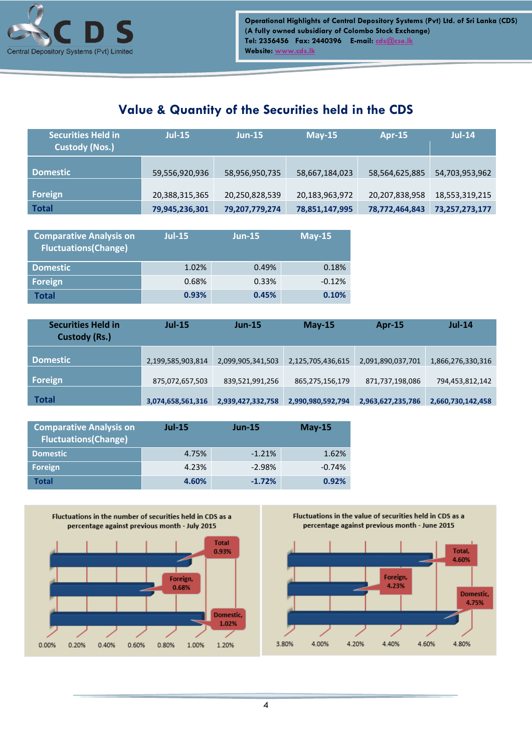# Value & Quantity of the Securities held in the CDS

| Securities Held in Custody (Nos.) | Jul-15 | Jun-15 | May-15 | Apr-15 | Jul-14 |
|---|---|---|---|---|---|
| Domestic | 59,556,920,936 | 58,956,950,735 | 58,667,184,023 | 58,564,625,885 | 54,703,953,962 |
| Foreign | 20,388,315,365 | 20,250,828,539 | 20,183,963,972 | 20,207,838,958 | 18,553,319,215 |
| **Total** | **79,945,236,301** | **79,207,779,274** | **78,851,147,995** | **78,772,464,843** | **73,257,273,177** |

| Comparative Analysis on Fluctuations(Change) | Jul-15 | Jun-15 | May-15 |
|---|---|---|---|
| Domestic | 1.02% | 0.49% | 0.18% |
| Foreign | 0.68% | 0.33% | -0.12% |
| **Total** | **0.93%** | **0.45%** | **0.10%** |

| Securities Held in Custody (Rs.) | Jul-15 | Jun-15 | May-15 | Apr-15 | Jul-14 |
|---|---|---|---|---|---|
| Domestic | 2,199,585,903,814 | 2,099,905,341,503 | 2,125,705,436,615 | 2,091,890,037,701 | 1,866,276,330,316 |
| Foreign | 875,072,657,503 | 839,521,991,256 | 865,275,156,179 | 871,737,198,086 | 794,453,812,142 |
| **Total** | **3,074,658,561,316** | **2,939,427,332,758** | **2,990,980,592,794** | **2,963,627,235,786** | **2,660,730,142,458** |

| Comparative Analysis on Fluctuations(Change) | Jul-15 | Jun-15 | May-15 |
|---|---|---|---|
| Domestic | 4.75% | -1.21% | 1.62% |
| Foreign | 4.23% | -2.98% | -0.74% |
| **Total** | **4.60%** | **-1.72%** | **0.92%** |

Fluctuations in the number of securities held in CDS as a percentage against previous month - July 2015

Total 0.93%; Foreign, 0.68%; Domestic, 1.02%

Fluctuations in the value of securities held in CDS as a percentage against previous month - June 2015

Total, 4.60%; Foreign, 4.23%; Domestic, 4.75%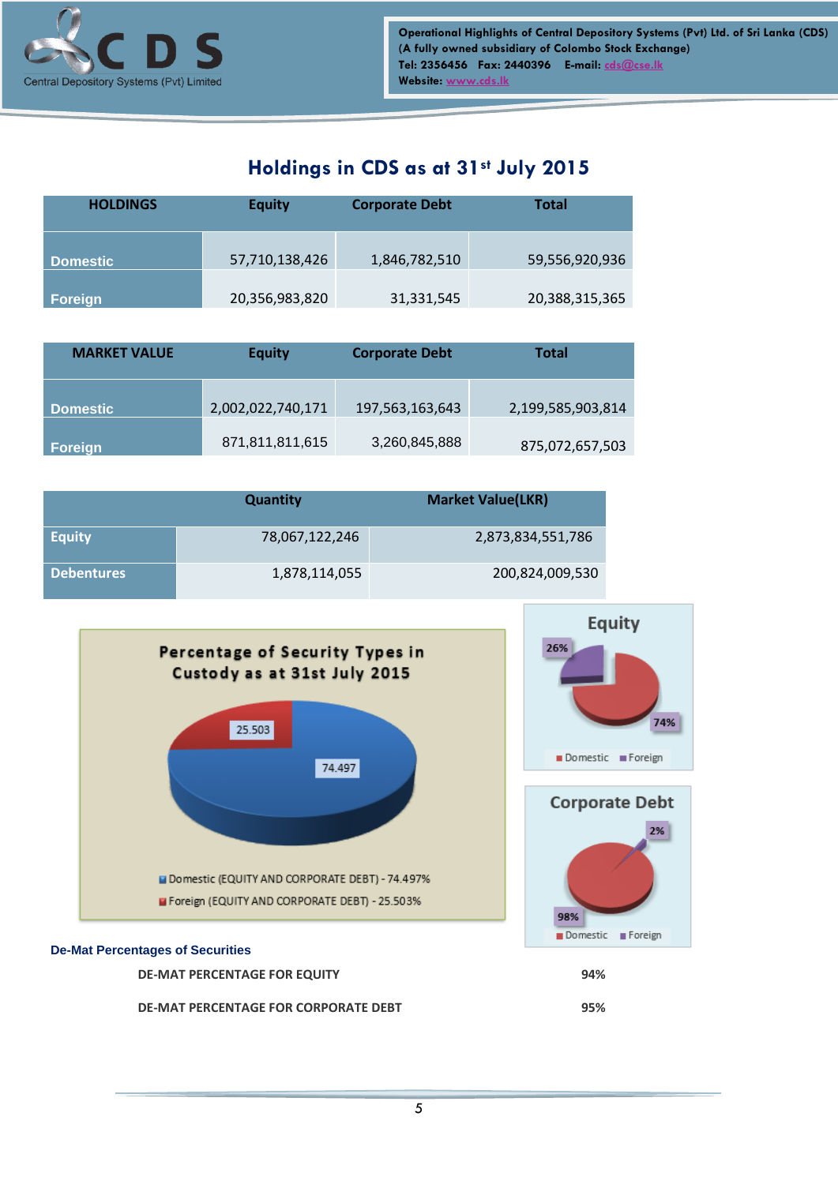# Holdings in CDS as at 31st July 2015

| HOLDINGS | Equity | Corporate Debt | Total |
|---|---|---|---|
| Domestic | 57,710,138,426 | 1,846,782,510 | 59,556,920,936 |
| Foreign | 20,356,983,820 | 31,331,545 | 20,388,315,365 |

| MARKET VALUE | Equity | Corporate Debt | Total |
|---|---|---|---|
| Domestic | 2,002,022,740,171 | 197,563,163,643 | 2,199,585,903,814 |
| Foreign | 871,811,811,615 | 3,260,845,888 | 875,072,657,503 |

| | Quantity | Market Value(LKR) |
|---|---|---|
| Equity | 78,067,122,246 | 2,873,834,551,786 |
| Debentures | 1,878,114,055 | 200,824,009,530 |

**Percentage of Security Types in Custody as at 31st July 2015**

- Domestic (EQUITY AND CORPORATE DEBT) - 74.497%
- Foreign (EQUITY AND CORPORATE DEBT) - 25.503%

**Equity**

- Domestic 74%
- Foreign 26%

**Corporate Debt**

- Domestic 98%
- Foreign 2%

### De-Mat Percentages of Securities

| | |
|---|---|
| DE-MAT PERCENTAGE FOR EQUITY | 94% |
| DE-MAT PERCENTAGE FOR CORPORATE DEBT | 95% |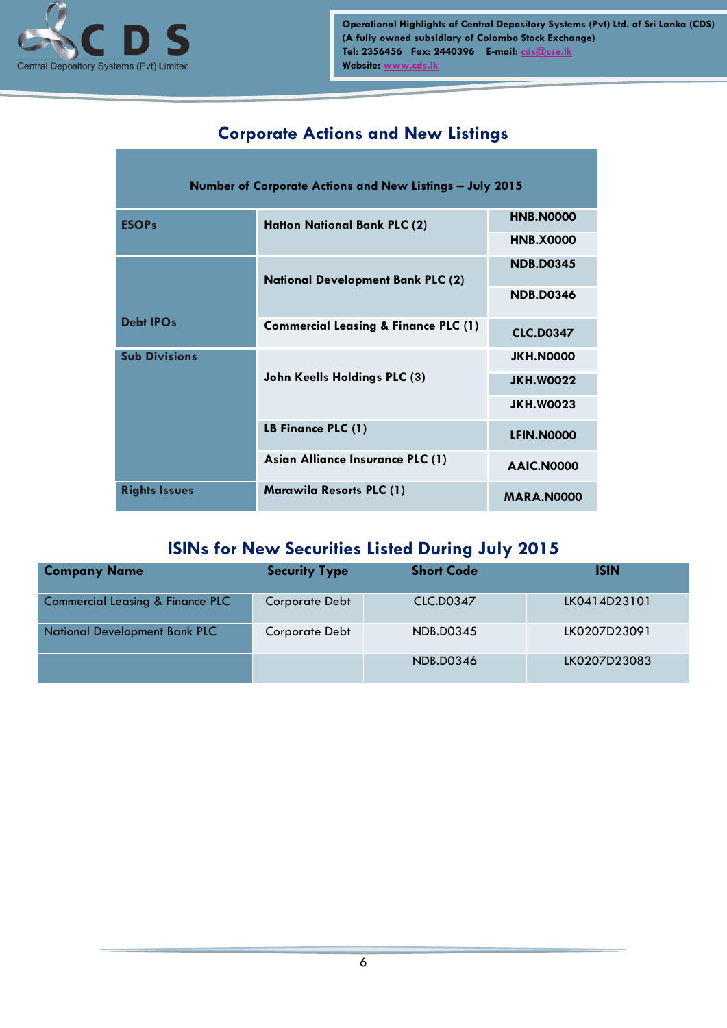## Corporate Actions and New Listings

| Number of Corporate Actions and New Listings – July 2015 | | |
|---|---|---|
| **ESOPs** | **Hatton National Bank PLC (2)** | **HNB.N0000** |
| | | **HNB.X0000** |
| **Debt IPOs** | **National Development Bank PLC (2)** | **NDB.D0345** |
| | | **NDB.D0346** |
| | **Commercial Leasing & Finance PLC (1)** | **CLC.D0347** |
| **Sub Divisions** | **John Keells Holdings PLC (3)** | **JKH.N0000** |
| | | **JKH.W0022** |
| | | **JKH.W0023** |
| | **LB Finance PLC (1)** | **LFIN.N0000** |
| | **Asian Alliance Insurance PLC (1)** | **AAIC.N0000** |
| **Rights Issues** | **Marawila Resorts PLC (1)** | **MARA.N0000** |

## ISINs for New Securities Listed During July 2015

| Company Name | Security Type | Short Code | ISIN |
|---|---|---|---|
| Commercial Leasing & Finance PLC | Corporate Debt | CLC.D0347 | LK0414D23101 |
| National Development Bank PLC | Corporate Debt | NDB.D0345 | LK0207D23091 |
| | | NDB.D0346 | LK0207D23083 |